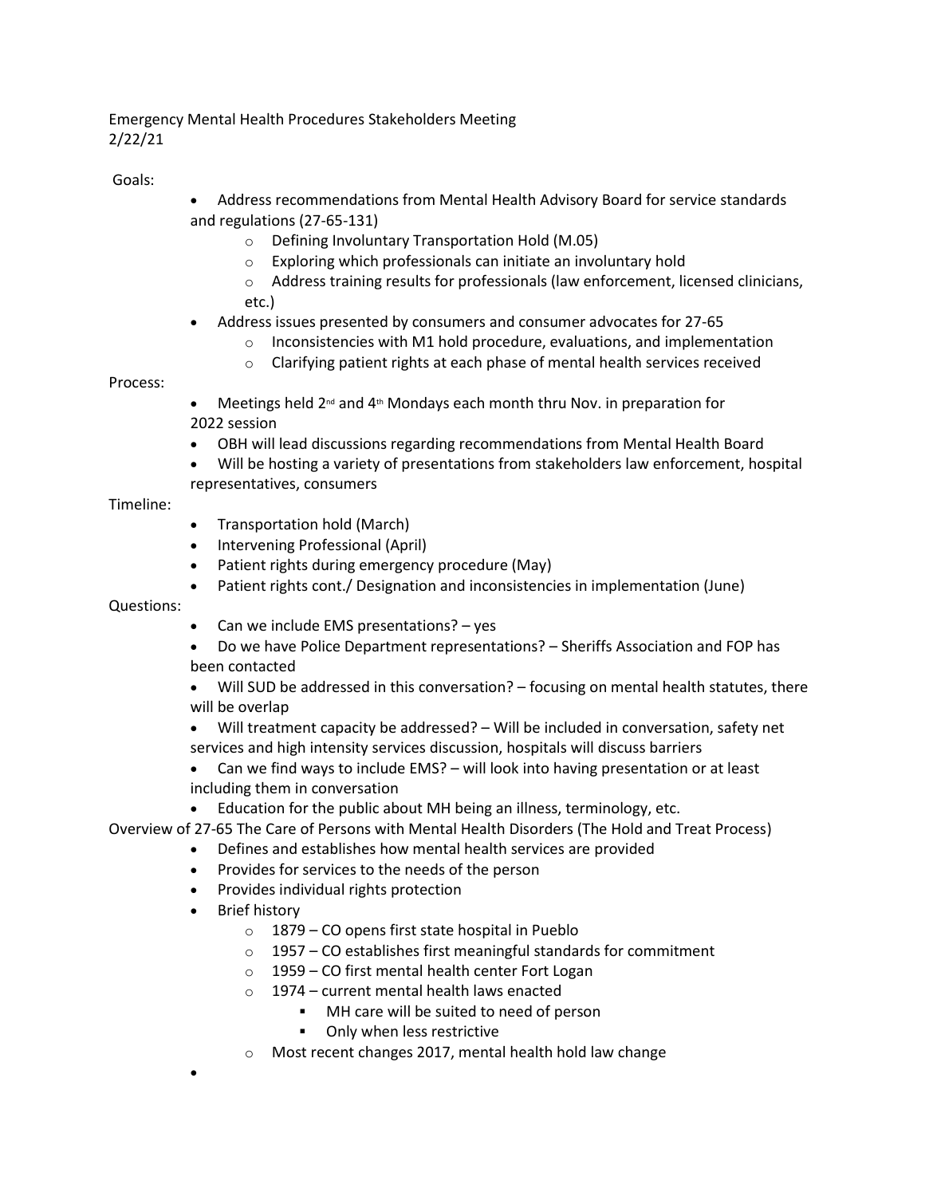Emergency Mental Health Procedures Stakeholders Meeting
2/22/21

Goals:

- Address recommendations from Mental Health Advisory Board for service standards and regulations (27-65-131)
  - Defining Involuntary Transportation Hold (M.05)
  - Exploring which professionals can initiate an involuntary hold
  - Address training results for professionals (law enforcement, licensed clinicians, etc.)
- Address issues presented by consumers and consumer advocates for 27-65
  - Inconsistencies with M1 hold procedure, evaluations, and implementation
  - Clarifying patient rights at each phase of mental health services received

Process:

- Meetings held 2nd and 4th Mondays each month thru Nov. in preparation for 2022 session
- OBH will lead discussions regarding recommendations from Mental Health Board
- Will be hosting a variety of presentations from stakeholders law enforcement, hospital representatives, consumers

Timeline:

- Transportation hold (March)
- Intervening Professional (April)
- Patient rights during emergency procedure (May)
- Patient rights cont./ Designation and inconsistencies in implementation (June)

Questions:

- Can we include EMS presentations? – yes
- Do we have Police Department representations? – Sheriffs Association and FOP has been contacted
- Will SUD be addressed in this conversation? – focusing on mental health statutes, there will be overlap
- Will treatment capacity be addressed? – Will be included in conversation, safety net services and high intensity services discussion, hospitals will discuss barriers
- Can we find ways to include EMS? – will look into having presentation or at least including them in conversation
- Education for the public about MH being an illness, terminology, etc.

Overview of 27-65 The Care of Persons with Mental Health Disorders (The Hold and Treat Process)

- Defines and establishes how mental health services are provided
- Provides for services to the needs of the person
- Provides individual rights protection
- Brief history
  - 1879 – CO opens first state hospital in Pueblo
  - 1957 – CO establishes first meaningful standards for commitment
  - 1959 – CO first mental health center Fort Logan
  - 1974 – current mental health laws enacted
    - MH care will be suited to need of person
    - Only when less restrictive
  - Most recent changes 2017, mental health hold law change
-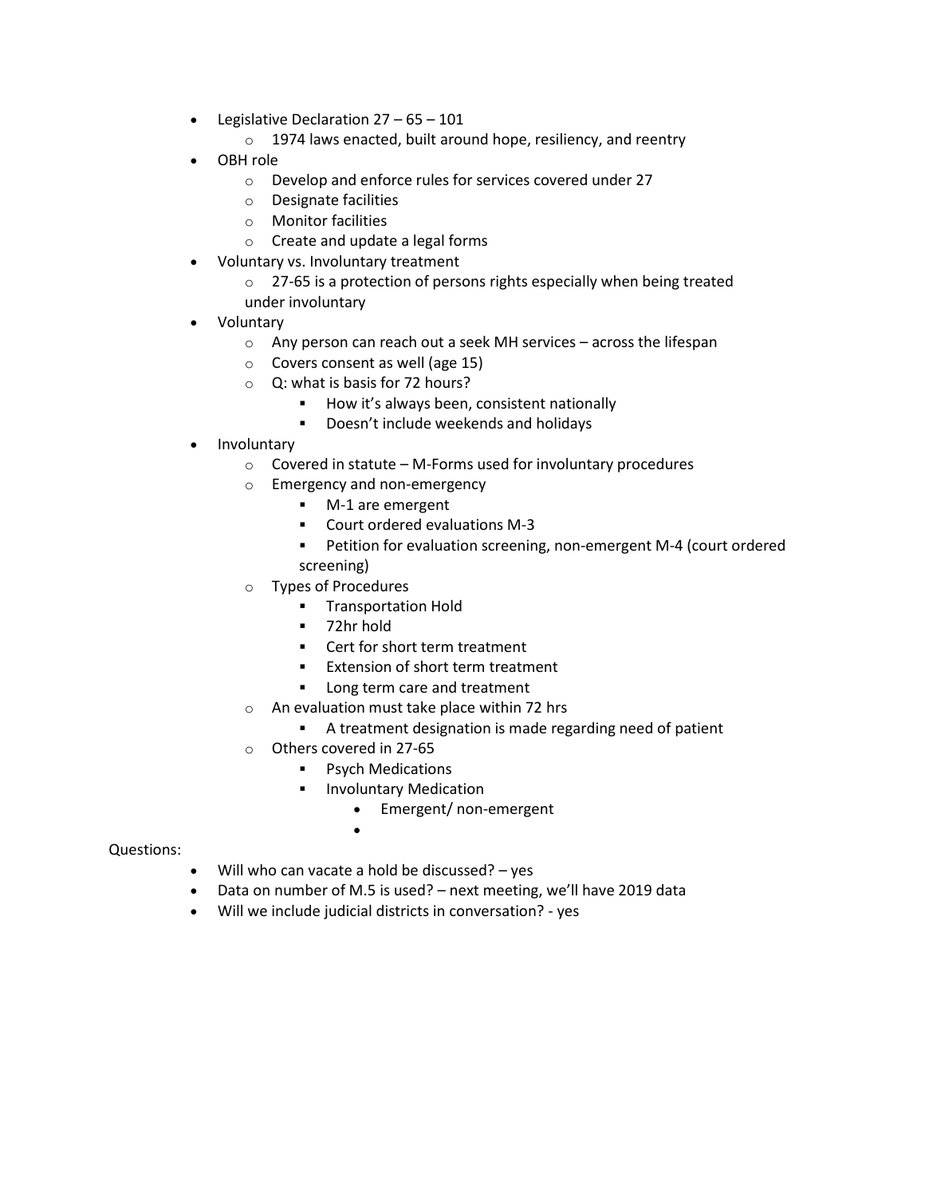- Legislative Declaration 27 – 65 – 101
  - 1974 laws enacted, built around hope, resiliency, and reentry
- OBH role
  - Develop and enforce rules for services covered under 27
  - Designate facilities
  - Monitor facilities
  - Create and update a legal forms
- Voluntary vs. Involuntary treatment
  - 27-65 is a protection of persons rights especially when being treated under involuntary
- Voluntary
  - Any person can reach out a seek MH services – across the lifespan
  - Covers consent as well (age 15)
  - Q: what is basis for 72 hours?
    - How it's always been, consistent nationally
    - Doesn't include weekends and holidays
- Involuntary
  - Covered in statute – M-Forms used for involuntary procedures
  - Emergency and non-emergency
    - M-1 are emergent
    - Court ordered evaluations M-3
    - Petition for evaluation screening, non-emergent M-4 (court ordered screening)
  - Types of Procedures
    - Transportation Hold
    - 72hr hold
    - Cert for short term treatment
    - Extension of short term treatment
    - Long term care and treatment
  - An evaluation must take place within 72 hrs
    - A treatment designation is made regarding need of patient
  - Others covered in 27-65
    - Psych Medications
    - Involuntary Medication
      - Emergent/ non-emergent

Questions:

- Will who can vacate a hold be discussed? – yes
- Data on number of M.5 is used? – next meeting, we'll have 2019 data
- Will we include judicial districts in conversation? - yes